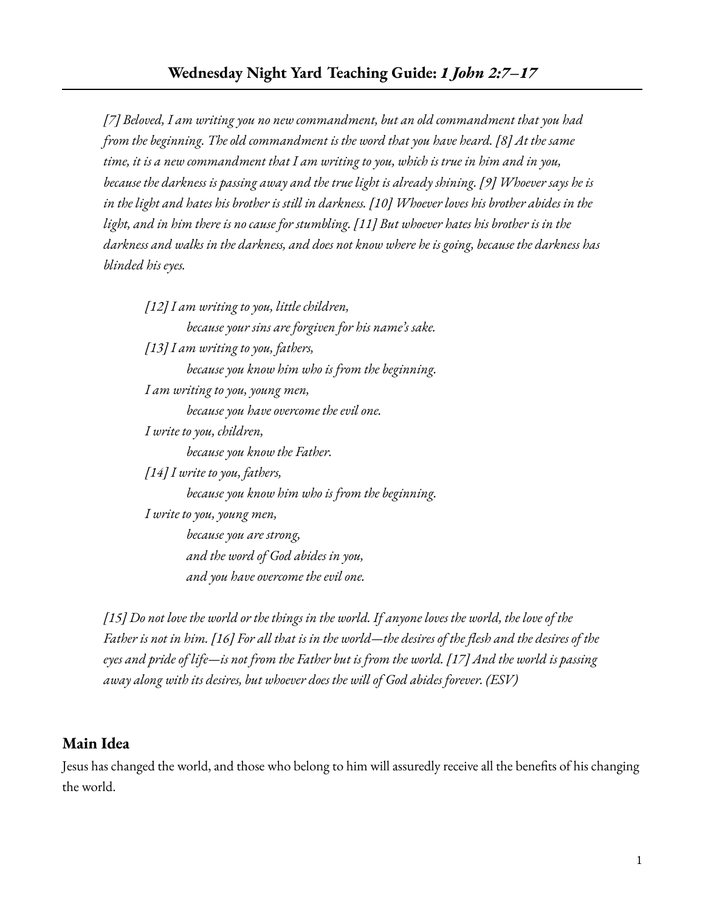# Wednesday Night Yard Teaching Guide: *1 John 2:7–17*

*[7] Beloved, I am writing you no new commandment, but an old commandment that you had from the beginning. The old commandment is the word that you have heard. [8] At the same time, it is a new commandment that I am writing to you, which is true in him and in you, because the darkness is passing away and the true light is already shining. [9] Whoever says he is in the light and hates his brother is still in darkness. [10] Whoever loves his brother abides in the light, and in him there is no cause for stumbling. [11] But whoever hates his brother is in the darkness and walks in the darkness, and does not know where he is going, because the darkness has blinded his eyes.*

> *[12] I am writing to you, little children,*
> *because your sins are forgiven for his name's sake.*
> *[13] I am writing to you, fathers,*
> *because you know him who is from the beginning.*
> *I am writing to you, young men,*
> *because you have overcome the evil one.*
> *I write to you, children,*
> *because you know the Father.*
> *[14] I write to you, fathers,*
> *because you know him who is from the beginning.*
> *I write to you, young men,*
> *because you are strong,*
> *and the word of God abides in you,*
> *and you have overcome the evil one.*

*[15] Do not love the world or the things in the world. If anyone loves the world, the love of the Father is not in him. [16] For all that is in the world—the desires of the flesh and the desires of the eyes and pride of life—is not from the Father but is from the world. [17] And the world is passing away along with its desires, but whoever does the will of God abides forever. (ESV)*

## Main Idea

Jesus has changed the world, and those who belong to him will assuredly receive all the benefits of his changing the world.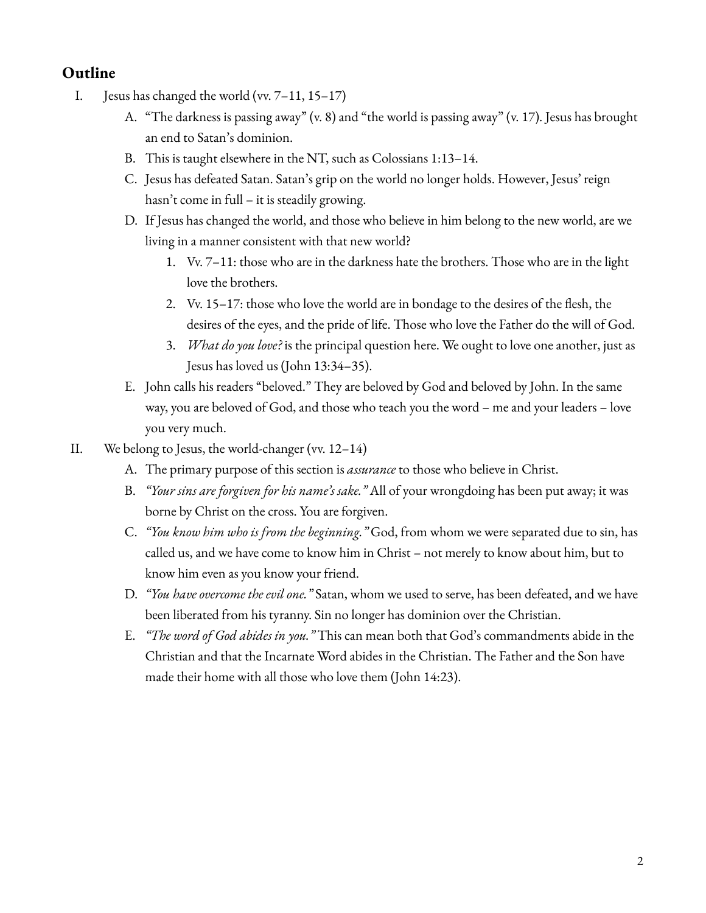## Outline

I. Jesus has changed the world (vv. 7–11, 15–17)
   A. "The darkness is passing away" (v. 8) and "the world is passing away" (v. 17). Jesus has brought an end to Satan's dominion.
   B. This is taught elsewhere in the NT, such as Colossians 1:13–14.
   C. Jesus has defeated Satan. Satan's grip on the world no longer holds. However, Jesus' reign hasn't come in full – it is steadily growing.
   D. If Jesus has changed the world, and those who believe in him belong to the new world, are we living in a manner consistent with that new world?
      1. Vv. 7–11: those who are in the darkness hate the brothers. Those who are in the light love the brothers.
      2. Vv. 15–17: those who love the world are in bondage to the desires of the flesh, the desires of the eyes, and the pride of life. Those who love the Father do the will of God.
      3. *What do you love?* is the principal question here. We ought to love one another, just as Jesus has loved us (John 13:34–35).
   E. John calls his readers "beloved." They are beloved by God and beloved by John. In the same way, you are beloved of God, and those who teach you the word – me and your leaders – love you very much.

II. We belong to Jesus, the world-changer (vv. 12–14)
   A. The primary purpose of this section is *assurance* to those who believe in Christ.
   B. *"Your sins are forgiven for his name's sake."* All of your wrongdoing has been put away; it was borne by Christ on the cross. You are forgiven.
   C. *"You know him who is from the beginning."* God, from whom we were separated due to sin, has called us, and we have come to know him in Christ – not merely to know about him, but to know him even as you know your friend.
   D. *"You have overcome the evil one."* Satan, whom we used to serve, has been defeated, and we have been liberated from his tyranny. Sin no longer has dominion over the Christian.
   E. *"The word of God abides in you."* This can mean both that God's commandments abide in the Christian and that the Incarnate Word abides in the Christian. The Father and the Son have made their home with all those who love them (John 14:23).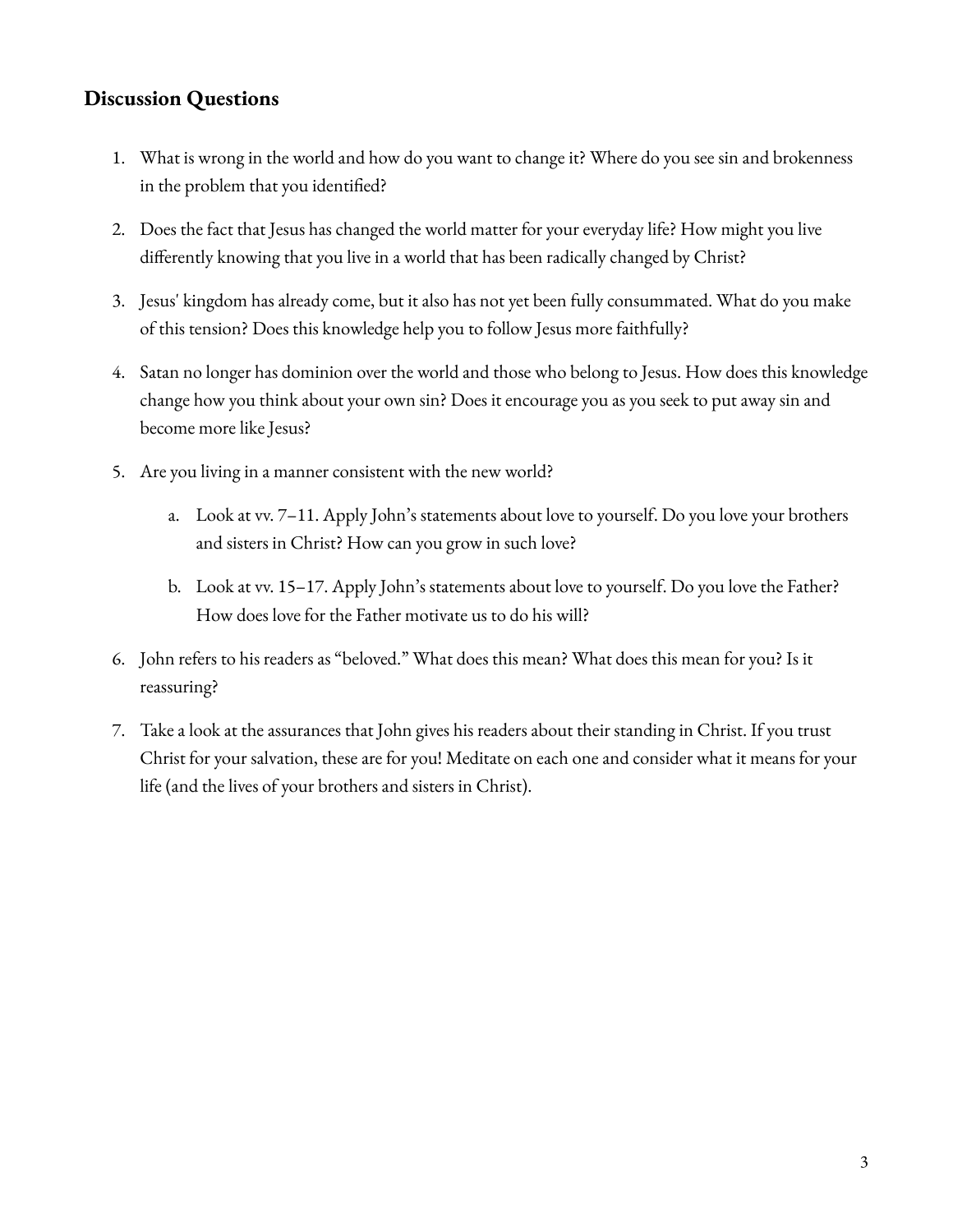## Discussion Questions

1. What is wrong in the world and how do you want to change it? Where do you see sin and brokenness in the problem that you identified?
2. Does the fact that Jesus has changed the world matter for your everyday life? How might you live differently knowing that you live in a world that has been radically changed by Christ?
3. Jesus' kingdom has already come, but it also has not yet been fully consummated. What do you make of this tension? Does this knowledge help you to follow Jesus more faithfully?
4. Satan no longer has dominion over the world and those who belong to Jesus. How does this knowledge change how you think about your own sin? Does it encourage you as you seek to put away sin and become more like Jesus?
5. Are you living in a manner consistent with the new world?
   a. Look at vv. 7–11. Apply John's statements about love to yourself. Do you love your brothers and sisters in Christ? How can you grow in such love?
   b. Look at vv. 15–17. Apply John's statements about love to yourself. Do you love the Father? How does love for the Father motivate us to do his will?
6. John refers to his readers as "beloved." What does this mean? What does this mean for you? Is it reassuring?
7. Take a look at the assurances that John gives his readers about their standing in Christ. If you trust Christ for your salvation, these are for you! Meditate on each one and consider what it means for your life (and the lives of your brothers and sisters in Christ).